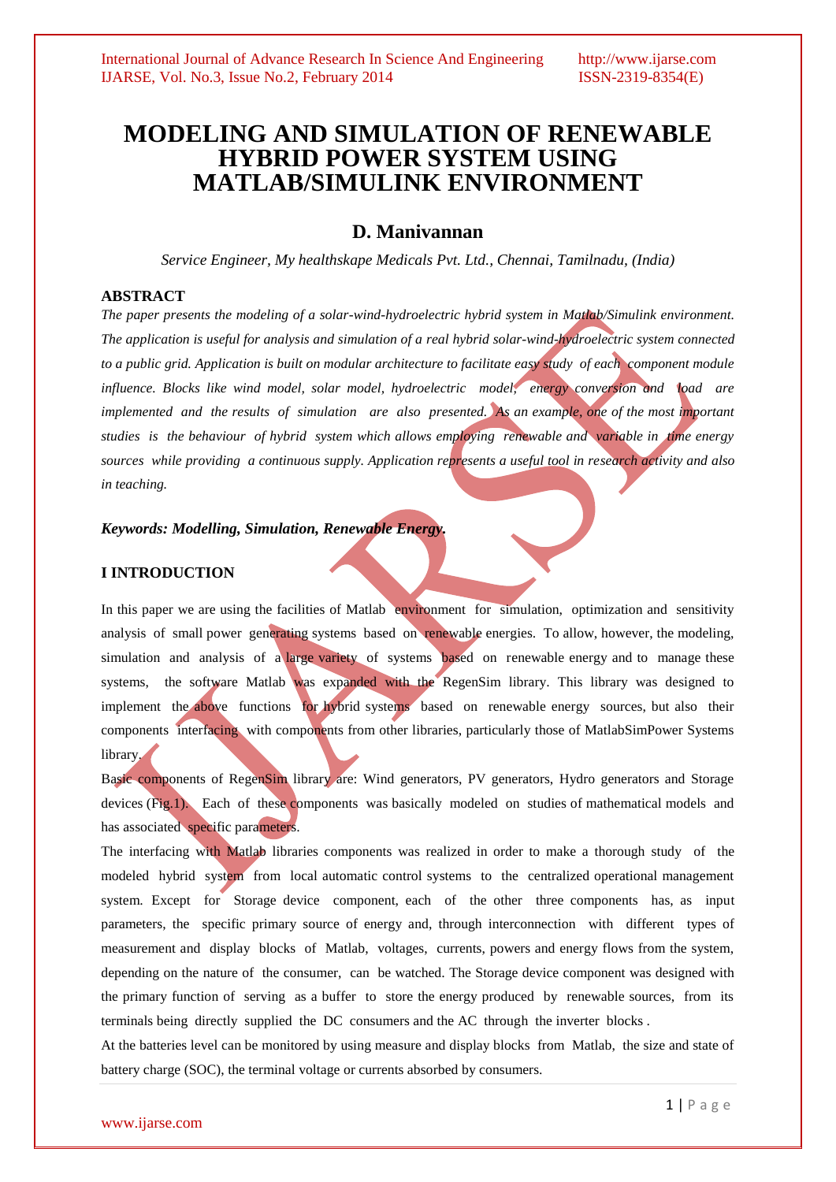# MODELING AND SIMULATION OF RENEWABLE HYBRID POWER SYSTEM USING MATLAB/SIMULINK ENVIRONMENT

## D. Manivannan

*Service Engineer, My healthskape Medicals Pvt. Ltd., Chennai, Tamilnadu, (India)*

### ABSTRACT

*The paper presents the modeling of a solar-wind-hydroelectric hybrid system in Matlab/Simulink environment. The application is useful for analysis and simulation of a real hybrid solar-wind-hydroelectric system connected to a public grid. Application is built on modular architecture to facilitate easy study of each component module influence. Blocks like wind model, solar model, hydroelectric model, energy conversion and load are implemented and the results of simulation are also presented. As an example, one of the most important studies is the behaviour of hybrid system which allows employing renewable and variable in time energy sources while providing a continuous supply. Application represents a useful tool in research activity and also in teaching.*

***Keywords: Modelling, Simulation, Renewable Energy.***

### I INTRODUCTION

In this paper we are using the facilities of Matlab environment for simulation, optimization and sensitivity analysis of small power generating systems based on renewable energies. To allow, however, the modeling, simulation and analysis of a large variety of systems based on renewable energy and to manage these systems, the software Matlab was expanded with the RegenSim library. This library was designed to implement the above functions for hybrid systems based on renewable energy sources, but also their components interfacing with components from other libraries, particularly those of MatlabSimPower Systems library.

Basic components of RegenSim library are: Wind generators, PV generators, Hydro generators and Storage devices (Fig.1). Each of these components was basically modeled on studies of mathematical models and has associated specific parameters.

The interfacing with Matlab libraries components was realized in order to make a thorough study of the modeled hybrid system from local automatic control systems to the centralized operational management system. Except for Storage device component, each of the other three components has, as input parameters, the specific primary source of energy and, through interconnection with different types of measurement and display blocks of Matlab, voltages, currents, powers and energy flows from the system, depending on the nature of the consumer, can be watched. The Storage device component was designed with the primary function of serving as a buffer to store the energy produced by renewable sources, from its terminals being directly supplied the DC consumers and the AC through the inverter blocks .

At the batteries level can be monitored by using measure and display blocks from Matlab, the size and state of battery charge (SOC), the terminal voltage or currents absorbed by consumers.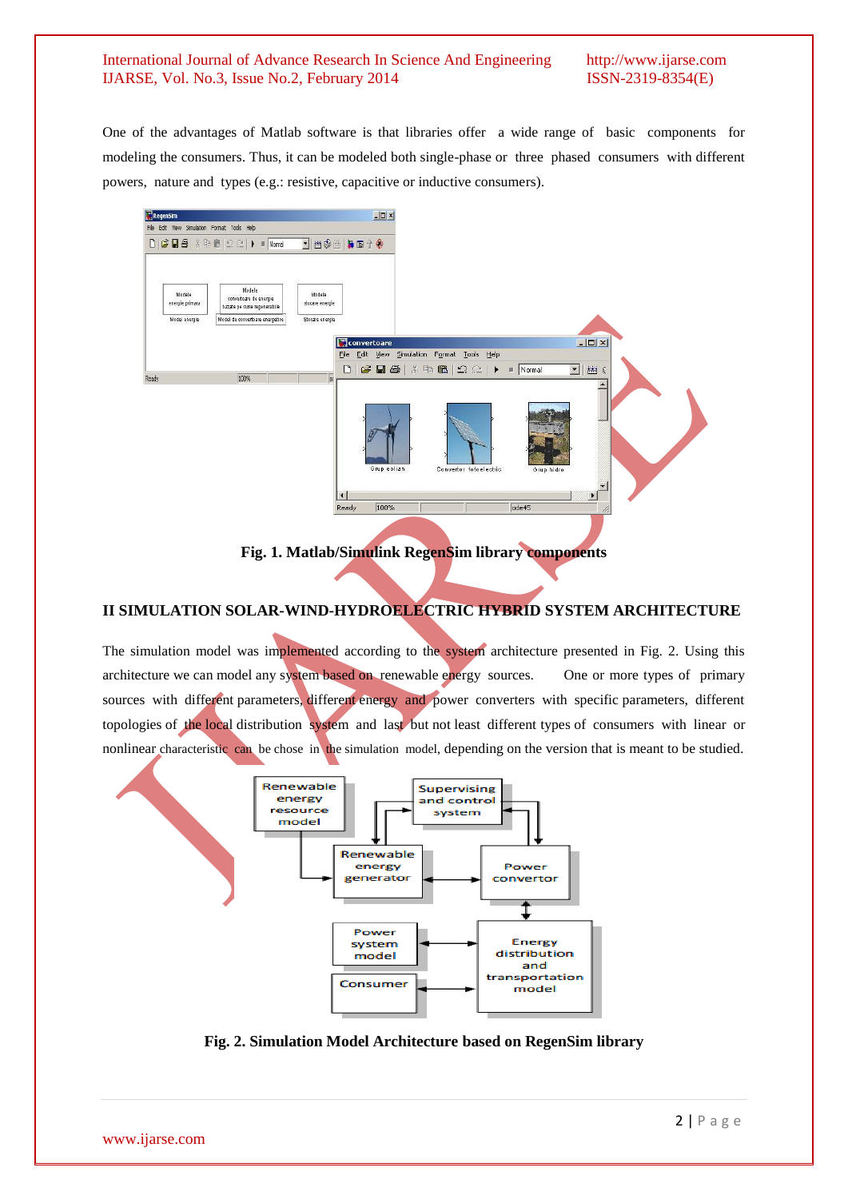One of the advantages of Matlab software is that libraries offer a wide range of basic components for modeling the consumers. Thus, it can be modeled both single-phase or three phased consumers with different powers, nature and types (e.g.: resistive, capacitive or inductive consumers).

**Fig. 1. Matlab/Simulink RegenSim library components**

## II SIMULATION SOLAR-WIND-HYDROELECTRIC HYBRID SYSTEM ARCHITECTURE

The simulation model was implemented according to the system architecture presented in Fig. 2. Using this architecture we can model any system based on renewable energy sources. One or more types of primary sources with different parameters, different energy and power converters with specific parameters, different topologies of the local distribution system and last but not least different types of consumers with linear or nonlinear characteristic can be chose in the simulation model, depending on the version that is meant to be studied.

**Fig. 2. Simulation Model Architecture based on RegenSim library**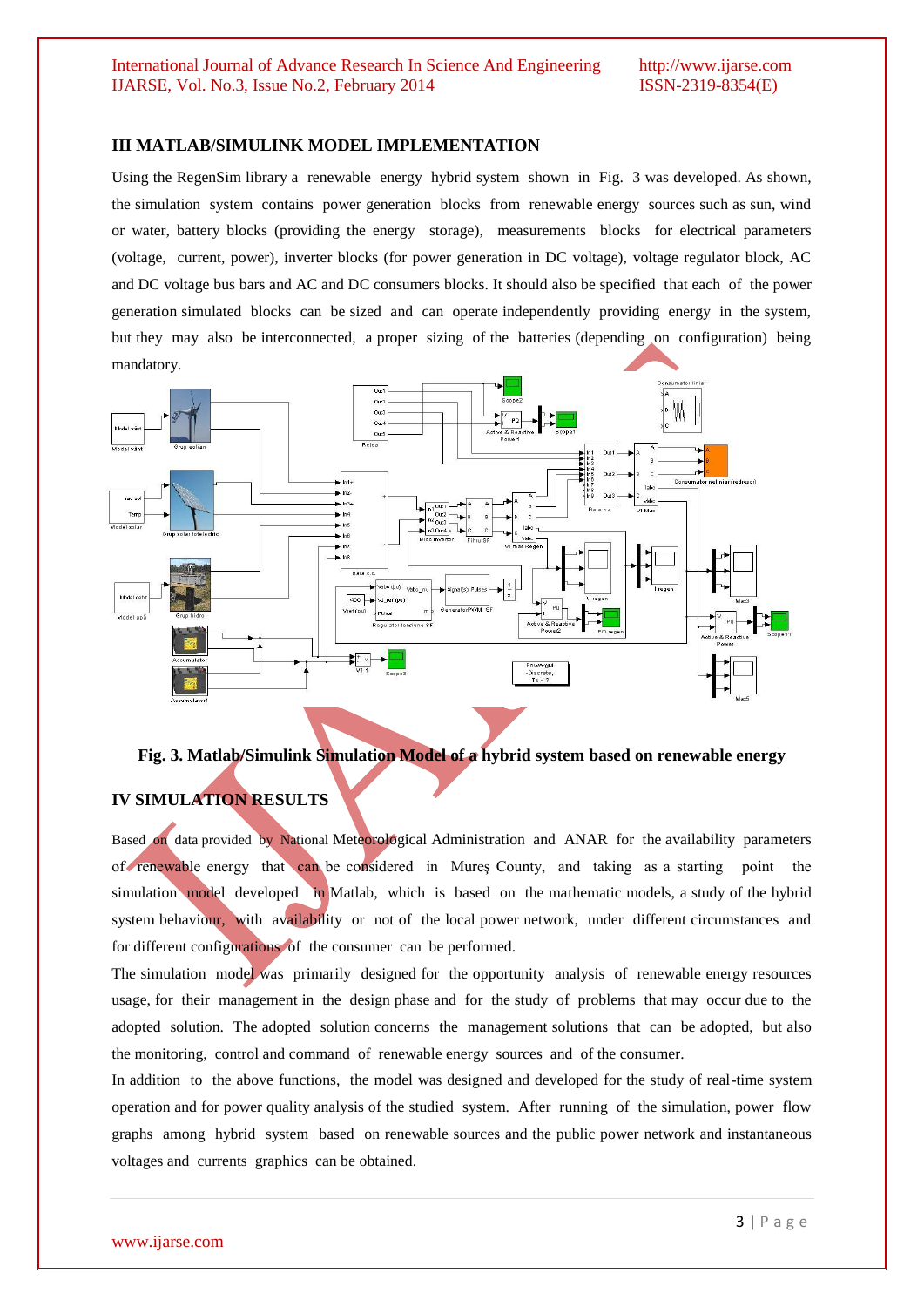## III MATLAB/SIMULINK MODEL IMPLEMENTATION

Using the RegenSim library a renewable energy hybrid system shown in Fig. 3 was developed. As shown, the simulation system contains power generation blocks from renewable energy sources such as sun, wind or water, battery blocks (providing the energy storage), measurements blocks for electrical parameters (voltage, current, power), inverter blocks (for power generation in DC voltage), voltage regulator block, AC and DC voltage bus bars and AC and DC consumers blocks. It should also be specified that each of the power generation simulated blocks can be sized and can operate independently providing energy in the system, but they may also be interconnected, a proper sizing of the batteries (depending on configuration) being mandatory.

**Fig. 3. Matlab/Simulink Simulation Model of a hybrid system based on renewable energy**

## IV SIMULATION RESULTS

Based on data provided by National Meteorological Administration and ANAR for the availability parameters of renewable energy that can be considered in Mureş County, and taking as a starting point the simulation model developed in Matlab, which is based on the mathematic models, a study of the hybrid system behaviour, with availability or not of the local power network, under different circumstances and for different configurations of the consumer can be performed.

The simulation model was primarily designed for the opportunity analysis of renewable energy resources usage, for their management in the design phase and for the study of problems that may occur due to the adopted solution. The adopted solution concerns the management solutions that can be adopted, but also the monitoring, control and command of renewable energy sources and of the consumer.

In addition to the above functions, the model was designed and developed for the study of real-time system operation and for power quality analysis of the studied system. After running of the simulation, power flow graphs among hybrid system based on renewable sources and the public power network and instantaneous voltages and currents graphics can be obtained.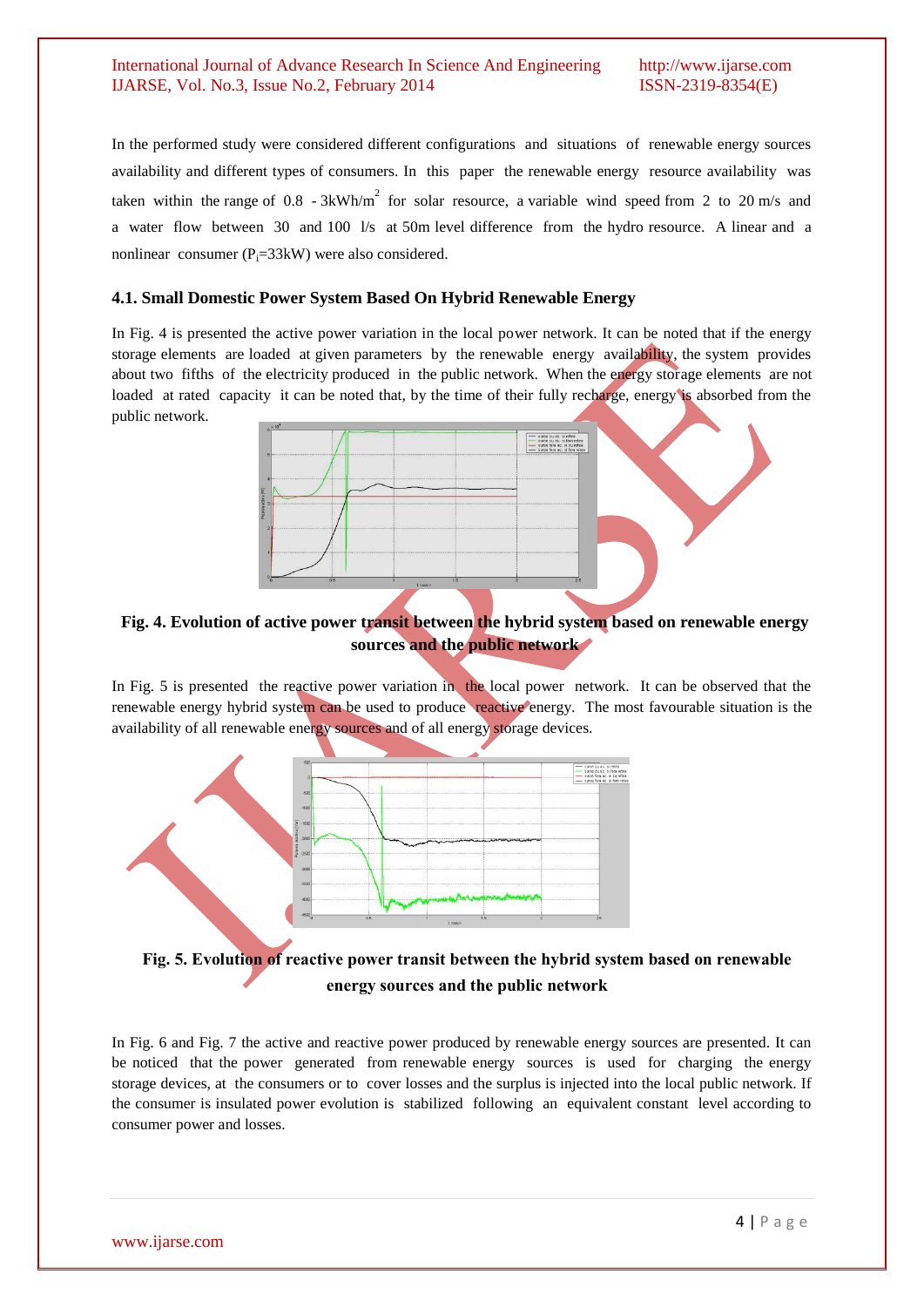In the performed study were considered different configurations and situations of renewable energy sources availability and different types of consumers. In this paper the renewable energy resource availability was taken within the range of 0.8 - 3kWh/m$^2$ for solar resource, a variable wind speed from 2 to 20 m/s and a water flow between 30 and 100 l/s at 50m level difference from the hydro resource. A linear and a nonlinear consumer ($P_i$=33kW) were also considered.

### 4.1. Small Domestic Power System Based On Hybrid Renewable Energy

In Fig. 4 is presented the active power variation in the local power network. It can be noted that if the energy storage elements are loaded at given parameters by the renewable energy availability, the system provides about two fifths of the electricity produced in the public network. When the energy storage elements are not loaded at rated capacity it can be noted that, by the time of their fully recharge, energy is absorbed from the public network.

**Fig. 4. Evolution of active power transit between the hybrid system based on renewable energy sources and the public network**

In Fig. 5 is presented the reactive power variation in the local power network. It can be observed that the renewable energy hybrid system can be used to produce reactive energy. The most favourable situation is the availability of all renewable energy sources and of all energy storage devices.

**Fig. 5. Evolution of reactive power transit between the hybrid system based on renewable energy sources and the public network**

In Fig. 6 and Fig. 7 the active and reactive power produced by renewable energy sources are presented. It can be noticed that the power generated from renewable energy sources is used for charging the energy storage devices, at the consumers or to cover losses and the surplus is injected into the local public network. If the consumer is insulated power evolution is stabilized following an equivalent constant level according to consumer power and losses.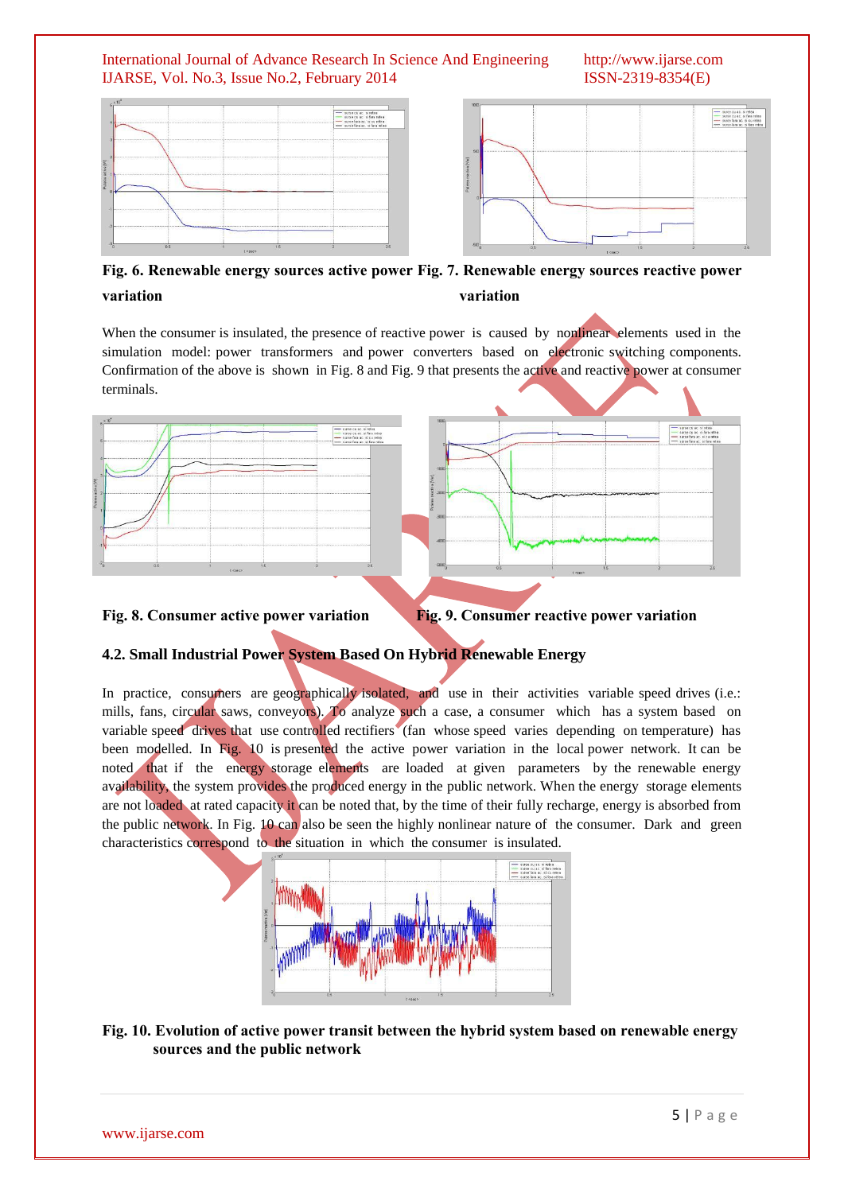Fig. 6. Renewable energy sources active power variation

Fig. 7. Renewable energy sources reactive power variation

When the consumer is insulated, the presence of reactive power is caused by nonlinear elements used in the simulation model: power transformers and power converters based on electronic switching components. Confirmation of the above is shown in Fig. 8 and Fig. 9 that presents the active and reactive power at consumer terminals.

Fig. 8. Consumer active power variation

Fig. 9. Consumer reactive power variation

### 4.2. Small Industrial Power System Based On Hybrid Renewable Energy

In practice, consumers are geographically isolated, and use in their activities variable speed drives (i.e.: mills, fans, circular saws, conveyors). To analyze such a case, a consumer which has a system based on variable speed drives that use controlled rectifiers (fan whose speed varies depending on temperature) has been modelled. In Fig. 10 is presented the active power variation in the local power network. It can be noted that if the energy storage elements are loaded at given parameters by the renewable energy availability, the system provides the produced energy in the public network. When the energy storage elements are not loaded at rated capacity it can be noted that, by the time of their fully recharge, energy is absorbed from the public network. In Fig. 10 can also be seen the highly nonlinear nature of the consumer. Dark and green characteristics correspond to the situation in which the consumer is insulated.

Fig. 10. Evolution of active power transit between the hybrid system based on renewable energy sources and the public network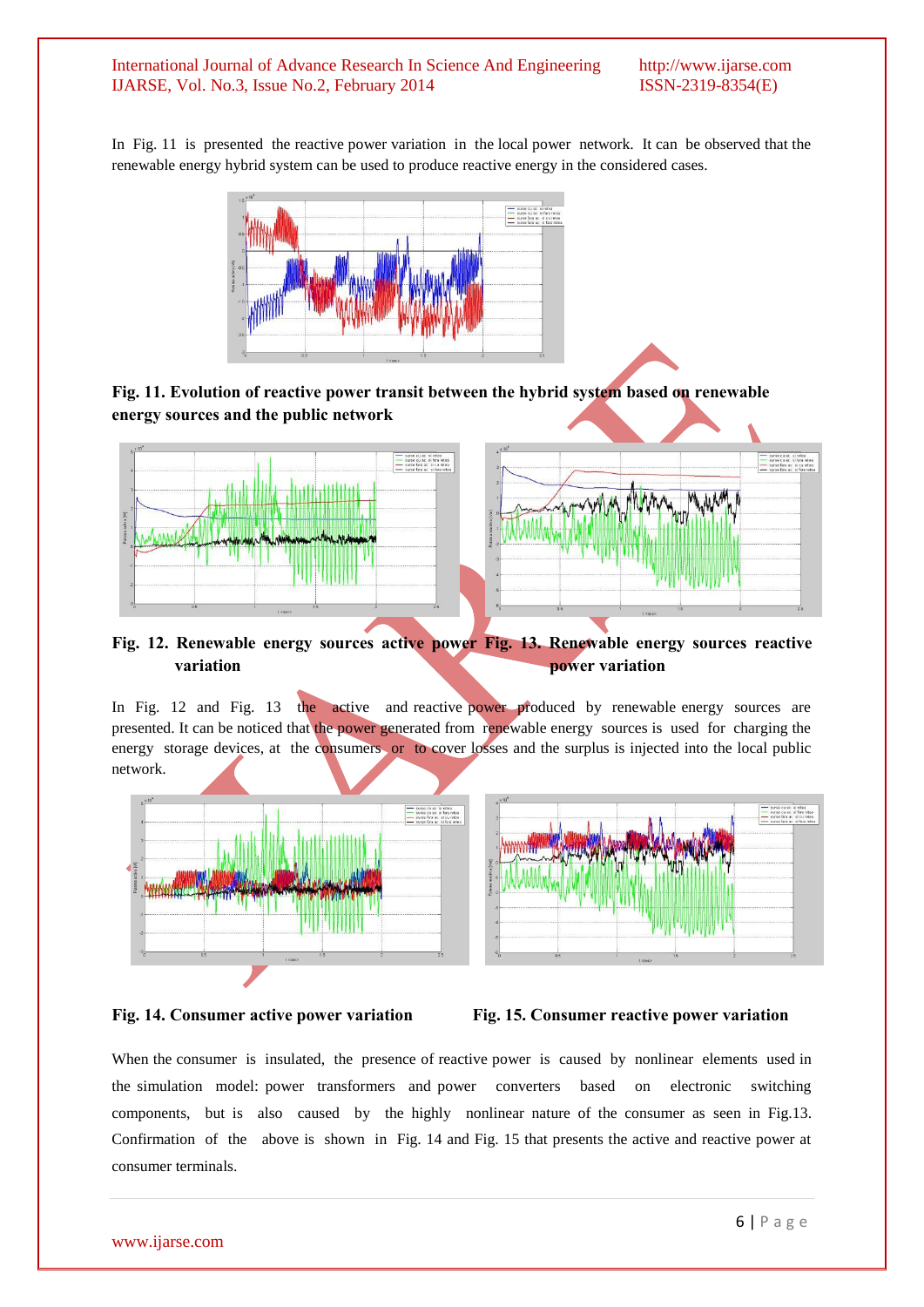In Fig. 11 is presented the reactive power variation in the local power network. It can be observed that the renewable energy hybrid system can be used to produce reactive energy in the considered cases.

**Fig. 11. Evolution of reactive power transit between the hybrid system based on renewable energy sources and the public network**

**Fig. 12. Renewable energy sources active power variation**

**Fig. 13. Renewable energy sources reactive power variation**

In Fig. 12 and Fig. 13 the active and reactive power produced by renewable energy sources are presented. It can be noticed that the power generated from renewable energy sources is used for charging the energy storage devices, at the consumers or to cover losses and the surplus is injected into the local public network.

**Fig. 14. Consumer active power variation**

**Fig. 15. Consumer reactive power variation**

When the consumer is insulated, the presence of reactive power is caused by nonlinear elements used in the simulation model: power transformers and power converters based on electronic switching components, but is also caused by the highly nonlinear nature of the consumer as seen in Fig.13. Confirmation of the above is shown in Fig. 14 and Fig. 15 that presents the active and reactive power at consumer terminals.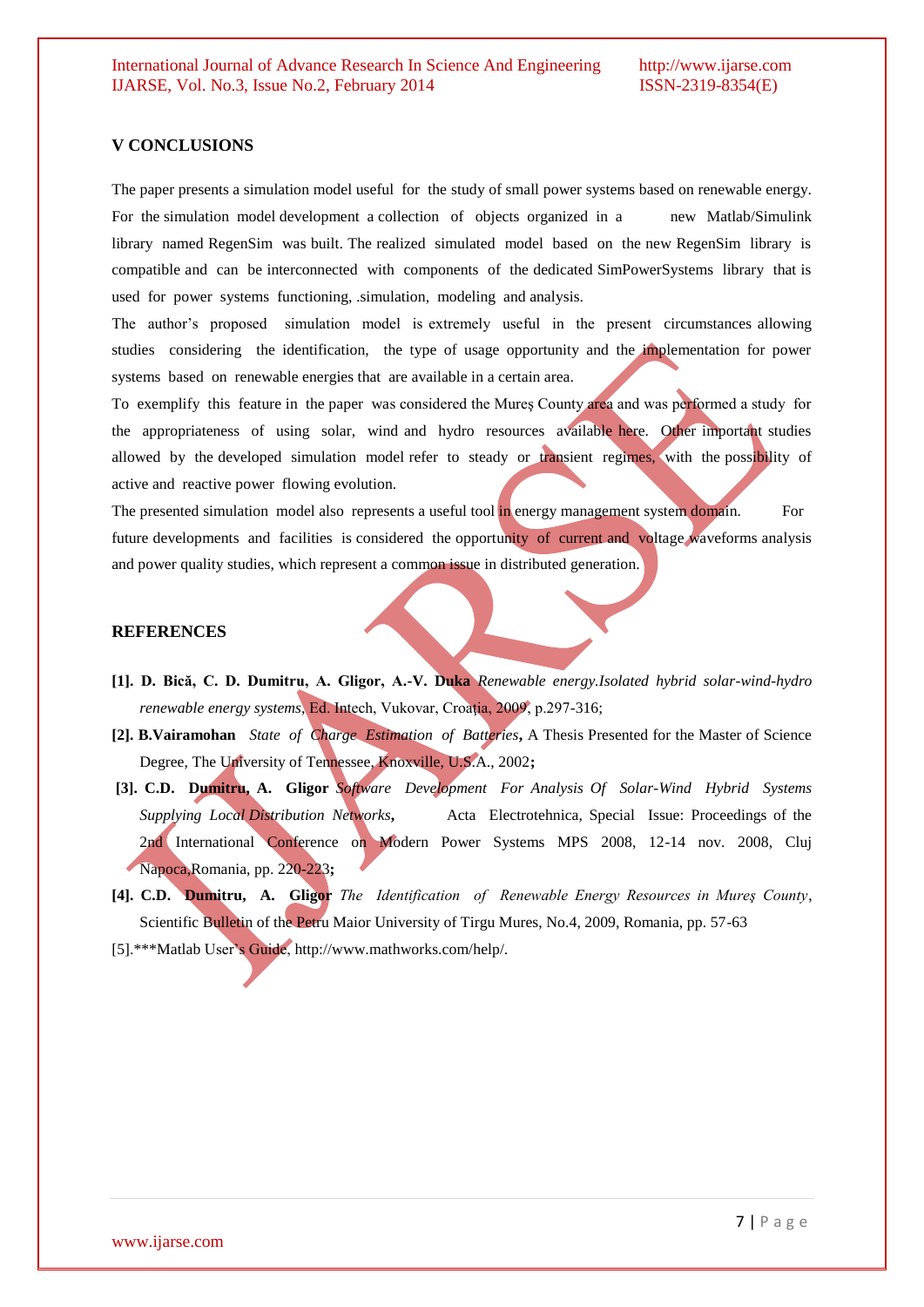## V CONCLUSIONS

The paper presents a simulation model useful for the study of small power systems based on renewable energy. For the simulation model development a collection of objects organized in a new Matlab/Simulink library named RegenSim was built. The realized simulated model based on the new RegenSim library is compatible and can be interconnected with components of the dedicated SimPowerSystems library that is used for power systems functioning, .simulation, modeling and analysis.

The author's proposed simulation model is extremely useful in the present circumstances allowing studies considering the identification, the type of usage opportunity and the implementation for power systems based on renewable energies that are available in a certain area.

To exemplify this feature in the paper was considered the Mureş County area and was performed a study for the appropriateness of using solar, wind and hydro resources available here. Other important studies allowed by the developed simulation model refer to steady or transient regimes, with the possibility of active and reactive power flowing evolution.

The presented simulation model also represents a useful tool in energy management system domain. For future developments and facilities is considered the opportunity of current and voltage waveforms analysis and power quality studies, which represent a common issue in distributed generation.

## REFERENCES

**[1]. D. Bică, C. D. Dumitru, A. Gligor, A.-V. Duka** *Renewable energy.Isolated hybrid solar-wind-hydro renewable energy systems*, Ed. Intech, Vukovar, Croaţia, 2009, p.297-316;

**[2]. B.Vairamohan** *State of Charge Estimation of Batteries***,** A Thesis Presented for the Master of Science Degree, The University of Tennessee, Knoxville, U.S.A., 2002**;**

**[3]. C.D. Dumitru, A. Gligor** *Software Development For Analysis Of Solar-Wind Hybrid Systems Supplying Local Distribution Networks***,** Acta Electrotehnica, Special Issue: Proceedings of the 2nd International Conference on Modern Power Systems MPS 2008, 12-14 nov. 2008, Cluj Napoca,Romania, pp. 220-223**;**

**[4]. C.D. Dumitru, A. Gligor** *The Identification of Renewable Energy Resources in Mureş County*, Scientific Bulletin of the Petru Maior University of Tirgu Mures, No.4, 2009, Romania, pp. 57-63

[5].***Matlab User's Guide, http://www.mathworks.com/help/.